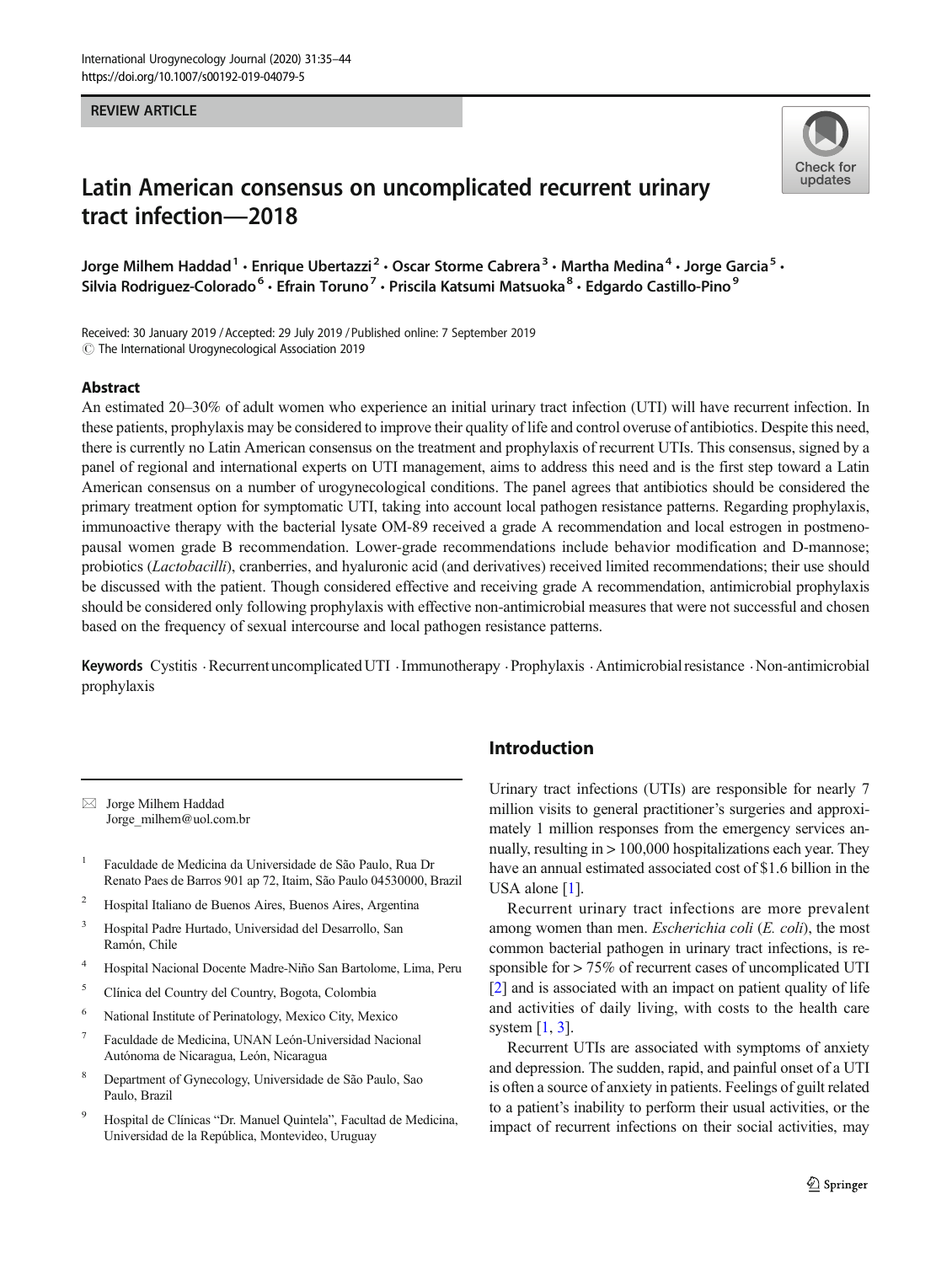REVIEW ARTICLE

# Latin American consensus on uncomplicated recurrent urinary tract infection—2018

Jorge Milhem Haddad[1] · Enrique Ubertazzi[2] · Oscar Storme Cabrera[3] · Martha Medina[4] · Jorge Garcia[5] · Silvia Rodriguez-Colorado[6] · Efrain Toruno[7] · Priscila Katsumi Matsuoka[8] · Edgardo Castillo-Pino[9]

Received: 30 January 2019 / Accepted: 29 July 2019 / Published online: 7 September 2019
© The International Urogynecological Association 2019

## Abstract

An estimated 20–30% of adult women who experience an initial urinary tract infection (UTI) will have recurrent infection. In these patients, prophylaxis may be considered to improve their quality of life and control overuse of antibiotics. Despite this need, there is currently no Latin American consensus on the treatment and prophylaxis of recurrent UTIs. This consensus, signed by a panel of regional and international experts on UTI management, aims to address this need and is the first step toward a Latin American consensus on a number of urogynecological conditions. The panel agrees that antibiotics should be considered the primary treatment option for symptomatic UTI, taking into account local pathogen resistance patterns. Regarding prophylaxis, immunoactive therapy with the bacterial lysate OM-89 received a grade A recommendation and local estrogen in postmenopausal women grade B recommendation. Lower-grade recommendations include behavior modification and D-mannose; probiotics (*Lactobacilli*), cranberries, and hyaluronic acid (and derivatives) received limited recommendations; their use should be discussed with the patient. Though considered effective and receiving grade A recommendation, antimicrobial prophylaxis should be considered only following prophylaxis with effective non-antimicrobial measures that were not successful and chosen based on the frequency of sexual intercourse and local pathogen resistance patterns.

**Keywords** Cystitis · Recurrent uncomplicated UTI · Immunotherapy · Prophylaxis · Antimicrobial resistance · Non-antimicrobial prophylaxis

✉ Jorge Milhem Haddad
Jorge_milhem@uol.com.br

1. Faculdade de Medicina da Universidade de São Paulo, Rua Dr Renato Paes de Barros 901 ap 72, Itaim, São Paulo 04530000, Brazil
2. Hospital Italiano de Buenos Aires, Buenos Aires, Argentina
3. Hospital Padre Hurtado, Universidad del Desarrollo, San Ramón, Chile
4. Hospital Nacional Docente Madre-Niño San Bartolome, Lima, Peru
5. Clínica del Country del Country, Bogota, Colombia
6. National Institute of Perinatology, Mexico City, Mexico
7. Faculdade de Medicina, UNAN León-Universidad Nacional Autónoma de Nicaragua, León, Nicaragua
8. Department of Gynecology, Universidade de São Paulo, Sao Paulo, Brazil
9. Hospital de Clínicas "Dr. Manuel Quintela", Facultad de Medicina, Universidad de la República, Montevideo, Uruguay

## Introduction

Urinary tract infections (UTIs) are responsible for nearly 7 million visits to general practitioner's surgeries and approximately 1 million responses from the emergency services annually, resulting in > 100,000 hospitalizations each year. They have an annual estimated associated cost of $1.6 billion in the USA alone [1].

Recurrent urinary tract infections are more prevalent among women than men. *Escherichia coli* (*E. coli*), the most common bacterial pathogen in urinary tract infections, is responsible for > 75% of recurrent cases of uncomplicated UTI [2] and is associated with an impact on patient quality of life and activities of daily living, with costs to the health care system [1, 3].

Recurrent UTIs are associated with symptoms of anxiety and depression. The sudden, rapid, and painful onset of a UTI is often a source of anxiety in patients. Feelings of guilt related to a patient's inability to perform their usual activities, or the impact of recurrent infections on their social activities, may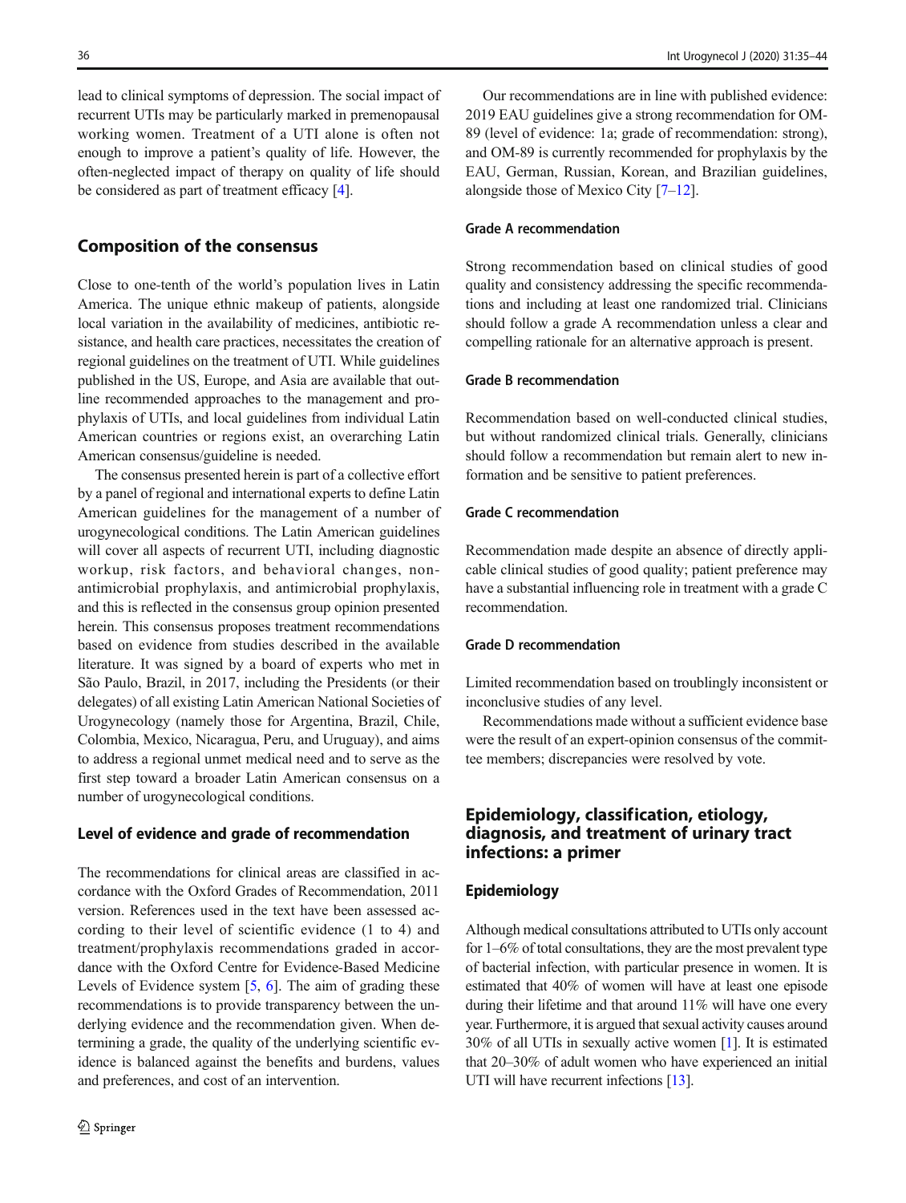lead to clinical symptoms of depression. The social impact of recurrent UTIs may be particularly marked in premenopausal working women. Treatment of a UTI alone is often not enough to improve a patient's quality of life. However, the often-neglected impact of therapy on quality of life should be considered as part of treatment efficacy [4].

## Composition of the consensus

Close to one-tenth of the world's population lives in Latin America. The unique ethnic makeup of patients, alongside local variation in the availability of medicines, antibiotic resistance, and health care practices, necessitates the creation of regional guidelines on the treatment of UTI. While guidelines published in the US, Europe, and Asia are available that outline recommended approaches to the management and prophylaxis of UTIs, and local guidelines from individual Latin American countries or regions exist, an overarching Latin American consensus/guideline is needed.

The consensus presented herein is part of a collective effort by a panel of regional and international experts to define Latin American guidelines for the management of a number of urogynecological conditions. The Latin American guidelines will cover all aspects of recurrent UTI, including diagnostic workup, risk factors, and behavioral changes, non-antimicrobial prophylaxis, and antimicrobial prophylaxis, and this is reflected in the consensus group opinion presented herein. This consensus proposes treatment recommendations based on evidence from studies described in the available literature. It was signed by a board of experts who met in São Paulo, Brazil, in 2017, including the Presidents (or their delegates) of all existing Latin American National Societies of Urogynecology (namely those for Argentina, Brazil, Chile, Colombia, Mexico, Nicaragua, Peru, and Uruguay), and aims to address a regional unmet medical need and to serve as the first step toward a broader Latin American consensus on a number of urogynecological conditions.

### Level of evidence and grade of recommendation

The recommendations for clinical areas are classified in accordance with the Oxford Grades of Recommendation, 2011 version. References used in the text have been assessed according to their level of scientific evidence (1 to 4) and treatment/prophylaxis recommendations graded in accordance with the Oxford Centre for Evidence-Based Medicine Levels of Evidence system [5, 6]. The aim of grading these recommendations is to provide transparency between the underlying evidence and the recommendation given. When determining a grade, the quality of the underlying scientific evidence is balanced against the benefits and burdens, values and preferences, and cost of an intervention.

Our recommendations are in line with published evidence: 2019 EAU guidelines give a strong recommendation for OM-89 (level of evidence: 1a; grade of recommendation: strong), and OM-89 is currently recommended for prophylaxis by the EAU, German, Russian, Korean, and Brazilian guidelines, alongside those of Mexico City [7–12].

#### Grade A recommendation

Strong recommendation based on clinical studies of good quality and consistency addressing the specific recommendations and including at least one randomized trial. Clinicians should follow a grade A recommendation unless a clear and compelling rationale for an alternative approach is present.

#### Grade B recommendation

Recommendation based on well-conducted clinical studies, but without randomized clinical trials. Generally, clinicians should follow a recommendation but remain alert to new information and be sensitive to patient preferences.

#### Grade C recommendation

Recommendation made despite an absence of directly applicable clinical studies of good quality; patient preference may have a substantial influencing role in treatment with a grade C recommendation.

#### Grade D recommendation

Limited recommendation based on troublingly inconsistent or inconclusive studies of any level.

Recommendations made without a sufficient evidence base were the result of an expert-opinion consensus of the committee members; discrepancies were resolved by vote.

## Epidemiology, classification, etiology, diagnosis, and treatment of urinary tract infections: a primer

### Epidemiology

Although medical consultations attributed to UTIs only account for 1–6% of total consultations, they are the most prevalent type of bacterial infection, with particular presence in women. It is estimated that 40% of women will have at least one episode during their lifetime and that around 11% will have one every year. Furthermore, it is argued that sexual activity causes around 30% of all UTIs in sexually active women [1]. It is estimated that 20–30% of adult women who have experienced an initial UTI will have recurrent infections [13].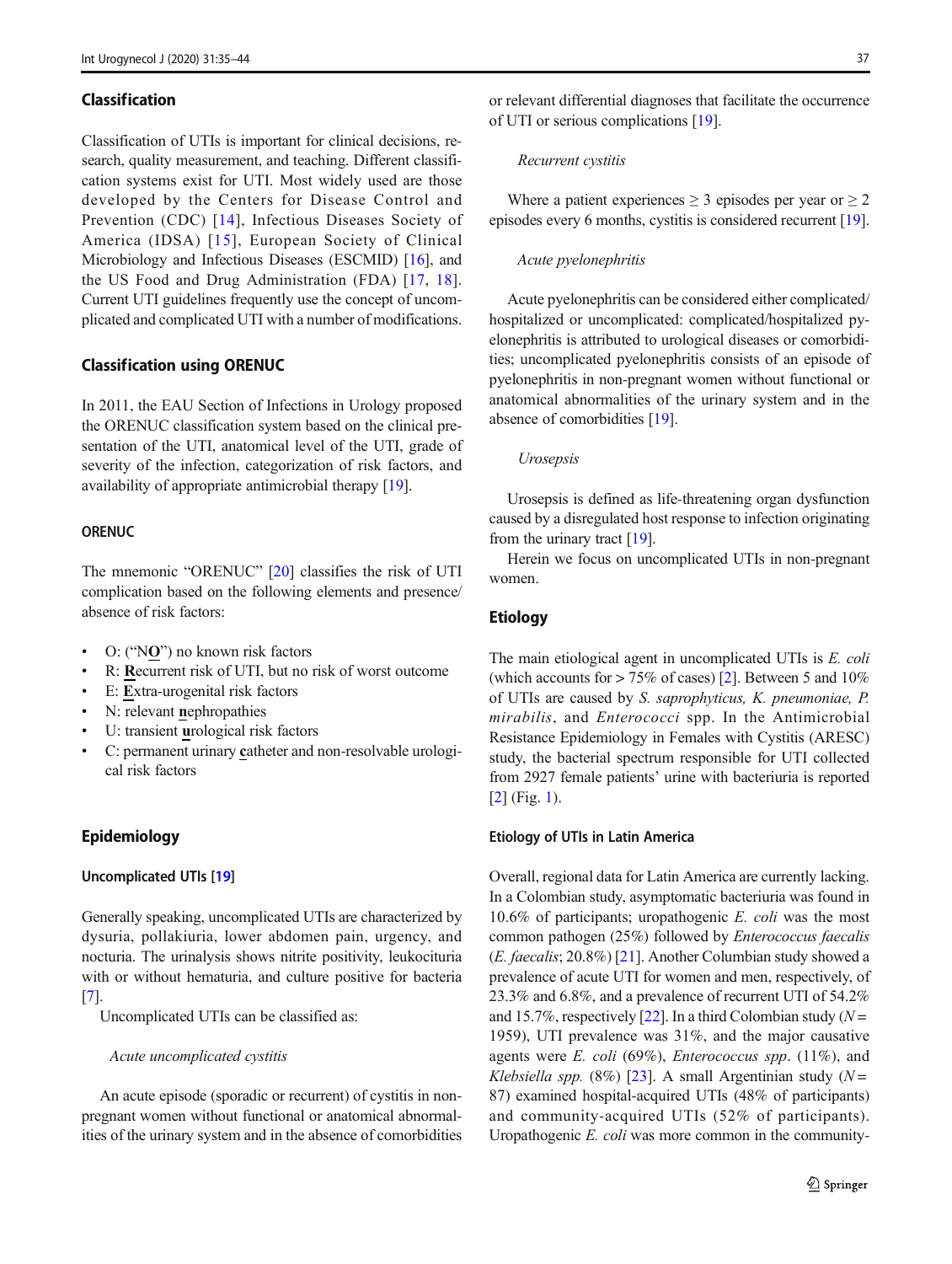## Classification

Classification of UTIs is important for clinical decisions, research, quality measurement, and teaching. Different classification systems exist for UTI. Most widely used are those developed by the Centers for Disease Control and Prevention (CDC) [14], Infectious Diseases Society of America (IDSA) [15], European Society of Clinical Microbiology and Infectious Diseases (ESCMID) [16], and the US Food and Drug Administration (FDA) [17, 18]. Current UTI guidelines frequently use the concept of uncomplicated and complicated UTI with a number of modifications.

## Classification using ORENUC

In 2011, the EAU Section of Infections in Urology proposed the ORENUC classification system based on the clinical presentation of the UTI, anatomical level of the UTI, grade of severity of the infection, categorization of risk factors, and availability of appropriate antimicrobial therapy [19].

### ORENUC

The mnemonic "ORENUC" [20] classifies the risk of UTI complication based on the following elements and presence/absence of risk factors:

- O: ("N**O**") no known risk factors
- R: **R**ecurrent risk of UTI, but no risk of worst outcome
- E: **E**xtra-urogenital risk factors
- N: relevant **n**ephropathies
- U: transient **u**rological risk factors
- C: permanent urinary **c**atheter and non-resolvable urological risk factors

## Epidemiology

### Uncomplicated UTIs [19]

Generally speaking, uncomplicated UTIs are characterized by dysuria, pollakiuria, lower abdomen pain, urgency, and nocturia. The urinalysis shows nitrite positivity, leukocituria with or without hematuria, and culture positive for bacteria [7].

Uncomplicated UTIs can be classified as:

*Acute uncomplicated cystitis*

An acute episode (sporadic or recurrent) of cystitis in non-pregnant women without functional or anatomical abnormalities of the urinary system and in the absence of comorbidities or relevant differential diagnoses that facilitate the occurrence of UTI or serious complications [19].

*Recurrent cystitis*

Where a patient experiences ≥ 3 episodes per year or ≥ 2 episodes every 6 months, cystitis is considered recurrent [19].

*Acute pyelonephritis*

Acute pyelonephritis can be considered either complicated/hospitalized or uncomplicated: complicated/hospitalized pyelonephritis is attributed to urological diseases or comorbidities; uncomplicated pyelonephritis consists of an episode of pyelonephritis in non-pregnant women without functional or anatomical abnormalities of the urinary system and in the absence of comorbidities [19].

*Urosepsis*

Urosepsis is defined as life-threatening organ dysfunction caused by a disregulated host response to infection originating from the urinary tract [19].

Herein we focus on uncomplicated UTIs in non-pregnant women.

## Etiology

The main etiological agent in uncomplicated UTIs is *E. coli* (which accounts for > 75% of cases) [2]. Between 5 and 10% of UTIs are caused by *S. saprophyticus, K. pneumoniae, P. mirabilis*, and *Enterococci* spp. In the Antimicrobial Resistance Epidemiology in Females with Cystitis (ARESC) study, the bacterial spectrum responsible for UTI collected from 2927 female patients' urine with bacteriuria is reported [2] (Fig. 1).

### Etiology of UTIs in Latin America

Overall, regional data for Latin America are currently lacking. In a Colombian study, asymptomatic bacteriuria was found in 10.6% of participants; uropathogenic *E. coli* was the most common pathogen (25%) followed by *Enterococcus faecalis* (*E. faecalis*; 20.8%) [21]. Another Columbian study showed a prevalence of acute UTI for women and men, respectively, of 23.3% and 6.8%, and a prevalence of recurrent UTI of 54.2% and 15.7%, respectively [22]. In a third Colombian study ($N$ = 1959), UTI prevalence was 31%, and the major causative agents were *E. coli* (69%), *Enterococcus spp*. (11%), and *Klebsiella spp.* (8%) [23]. A small Argentinian study ($N$ = 87) examined hospital-acquired UTIs (48% of participants) and community-acquired UTIs (52% of participants). Uropathogenic *E. coli* was more common in the community-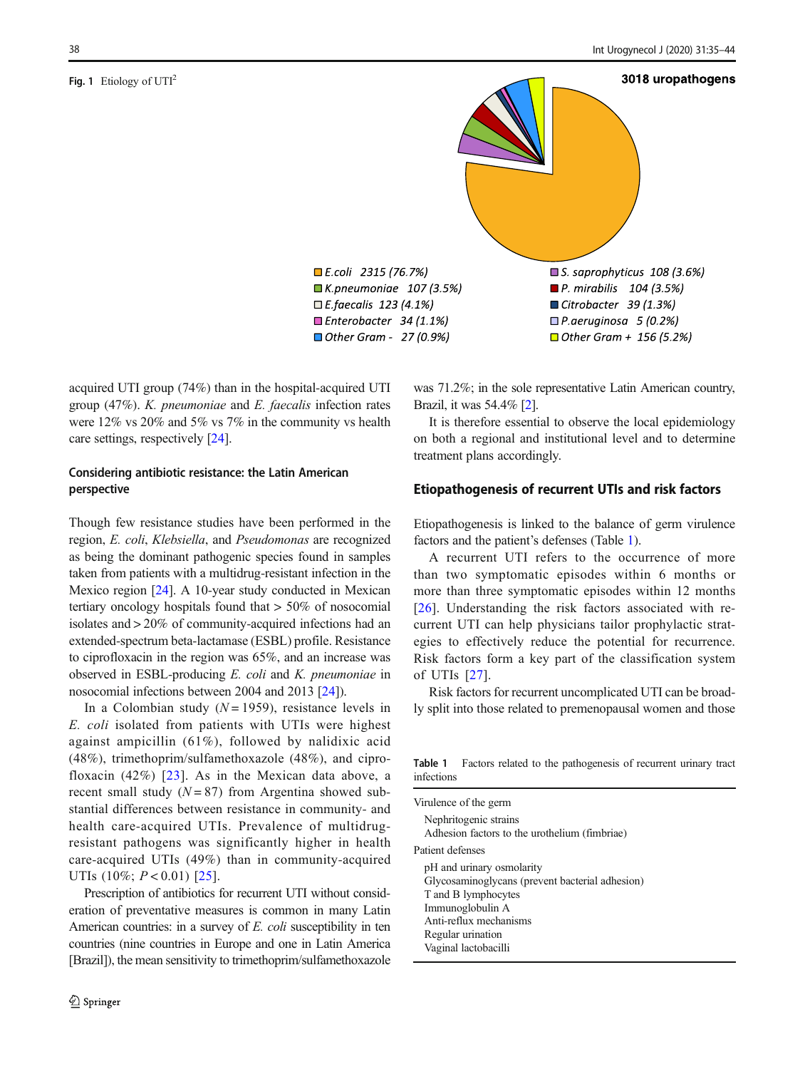Fig. 1 Etiology of UTI[2]

**3018 uropathogens**

- *E.coli* 2315 (76.7%)
- *K.pneumoniae* 107 (3.5%)
- *E.faecalis* 123 (4.1%)
- *Enterobacter* 34 (1.1%)
- Other Gram - 27 (0.9%)
- *S. saprophyticus* 108 (3.6%)
- *P. mirabilis* 104 (3.5%)
- *Citrobacter* 39 (1.3%)
- *P.aeruginosa* 5 (0.2%)
- Other Gram + 156 (5.2%)

acquired UTI group (74%) than in the hospital-acquired UTI group (47%). *K. pneumoniae* and *E. faecalis* infection rates were 12% vs 20% and 5% vs 7% in the community vs health care settings, respectively [24].

### Considering antibiotic resistance: the Latin American perspective

Though few resistance studies have been performed in the region, *E. coli*, *Klebsiella*, and *Pseudomonas* are recognized as being the dominant pathogenic species found in samples taken from patients with a multidrug-resistant infection in the Mexico region [24]. A 10-year study conducted in Mexican tertiary oncology hospitals found that > 50% of nosocomial isolates and > 20% of community-acquired infections had an extended-spectrum beta-lactamase (ESBL) profile. Resistance to ciprofloxacin in the region was 65%, and an increase was observed in ESBL-producing *E. coli* and *K. pneumoniae* in nosocomial infections between 2004 and 2013 [24]).

In a Colombian study ($N = 1959$), resistance levels in *E. coli* isolated from patients with UTIs were highest against ampicillin (61%), followed by nalidixic acid (48%), trimethoprim/sulfamethoxazole (48%), and ciprofloxacin (42%) [23]. As in the Mexican data above, a recent small study ($N = 87$) from Argentina showed substantial differences between resistance in community- and health care-acquired UTIs. Prevalence of multidrug-resistant pathogens was significantly higher in health care-acquired UTIs (49%) than in community-acquired UTIs (10%; $P < 0.01$) [25].

Prescription of antibiotics for recurrent UTI without consideration of preventative measures is common in many Latin American countries: in a survey of *E. coli* susceptibility in ten countries (nine countries in Europe and one in Latin America [Brazil]), the mean sensitivity to trimethoprim/sulfamethoxazole was 71.2%; in the sole representative Latin American country, Brazil, it was 54.4% [2].

It is therefore essential to observe the local epidemiology on both a regional and institutional level and to determine treatment plans accordingly.

## Etiopathogenesis of recurrent UTIs and risk factors

Etiopathogenesis is linked to the balance of germ virulence factors and the patient's defenses (Table 1).

A recurrent UTI refers to the occurrence of more than two symptomatic episodes within 6 months or more than three symptomatic episodes within 12 months [26]. Understanding the risk factors associated with recurrent UTI can help physicians tailor prophylactic strategies to effectively reduce the potential for recurrence. Risk factors form a key part of the classification system of UTIs [27].

Risk factors for recurrent uncomplicated UTI can be broadly split into those related to premenopausal women and those

**Table 1** Factors related to the pathogenesis of recurrent urinary tract infections

| |
|---|
| Virulence of the germ |
| Nephritogenic strains |
| Adhesion factors to the urothelium (fimbriae) |
| Patient defenses |
| pH and urinary osmolarity |
| Glycosaminoglycans (prevent bacterial adhesion) |
| T and B lymphocytes |
| Immunoglobulin A |
| Anti-reflux mechanisms |
| Regular urination |
| Vaginal lactobacilli |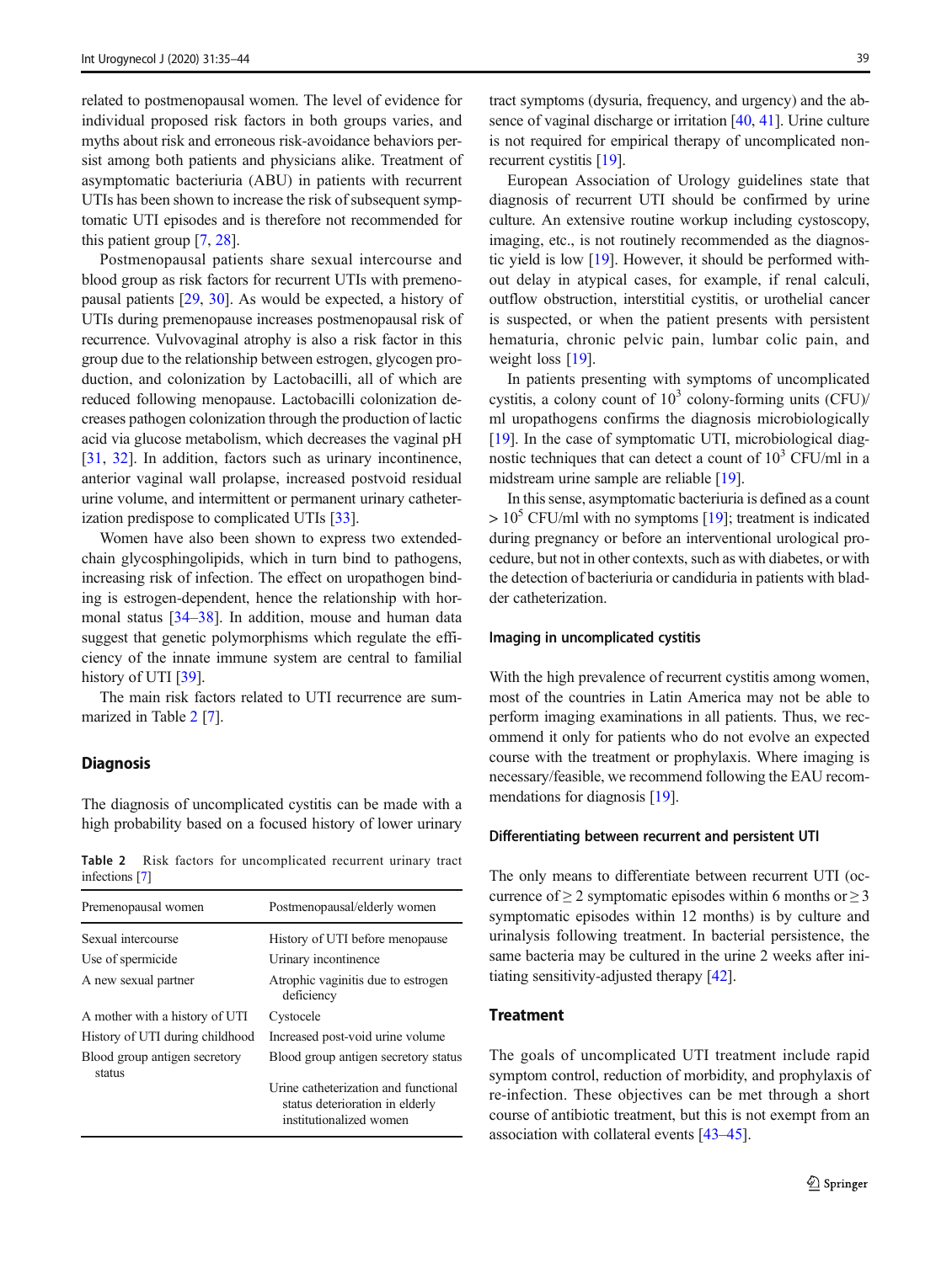related to postmenopausal women. The level of evidence for individual proposed risk factors in both groups varies, and myths about risk and erroneous risk-avoidance behaviors persist among both patients and physicians alike. Treatment of asymptomatic bacteriuria (ABU) in patients with recurrent UTIs has been shown to increase the risk of subsequent symptomatic UTI episodes and is therefore not recommended for this patient group [7, 28].

Postmenopausal patients share sexual intercourse and blood group as risk factors for recurrent UTIs with premenopausal patients [29, 30]. As would be expected, a history of UTIs during premenopause increases postmenopausal risk of recurrence. Vulvovaginal atrophy is also a risk factor in this group due to the relationship between estrogen, glycogen production, and colonization by Lactobacilli, all of which are reduced following menopause. Lactobacilli colonization decreases pathogen colonization through the production of lactic acid via glucose metabolism, which decreases the vaginal pH [31, 32]. In addition, factors such as urinary incontinence, anterior vaginal wall prolapse, increased postvoid residual urine volume, and intermittent or permanent urinary catheterization predispose to complicated UTIs [33].

Women have also been shown to express two extended-chain glycosphingolipids, which in turn bind to pathogens, increasing risk of infection. The effect on uropathogen binding is estrogen-dependent, hence the relationship with hormonal status [34–38]. In addition, mouse and human data suggest that genetic polymorphisms which regulate the efficiency of the innate immune system are central to familial history of UTI [39].

The main risk factors related to UTI recurrence are summarized in Table 2 [7].

## Diagnosis

The diagnosis of uncomplicated cystitis can be made with a high probability based on a focused history of lower urinary tract symptoms (dysuria, frequency, and urgency) and the absence of vaginal discharge or irritation [40, 41]. Urine culture is not required for empirical therapy of uncomplicated nonrecurrent cystitis [19].

**Table 2** Risk factors for uncomplicated recurrent urinary tract infections [7]

| Premenopausal women | Postmenopausal/elderly women |
|---|---|
| Sexual intercourse | History of UTI before menopause |
| Use of spermicide | Urinary incontinence |
| A new sexual partner | Atrophic vaginitis due to estrogen deficiency |
| A mother with a history of UTI | Cystocele |
| History of UTI during childhood | Increased post-void urine volume |
| Blood group antigen secretory status | Blood group antigen secretory status |
| | Urine catheterization and functional status deterioration in elderly institutionalized women |

European Association of Urology guidelines state that diagnosis of recurrent UTI should be confirmed by urine culture. An extensive routine workup including cystoscopy, imaging, etc., is not routinely recommended as the diagnostic yield is low [19]. However, it should be performed without delay in atypical cases, for example, if renal calculi, outflow obstruction, interstitial cystitis, or urothelial cancer is suspected, or when the patient presents with persistent hematuria, chronic pelvic pain, lumbar colic pain, and weight loss [19].

In patients presenting with symptoms of uncomplicated cystitis, a colony count of $10^3$ colony-forming units (CFU)/ml uropathogens confirms the diagnosis microbiologically [19]. In the case of symptomatic UTI, microbiological diagnostic techniques that can detect a count of $10^3$ CFU/ml in a midstream urine sample are reliable [19].

In this sense, asymptomatic bacteriuria is defined as a count $> 10^5$ CFU/ml with no symptoms [19]; treatment is indicated during pregnancy or before an interventional urological procedure, but not in other contexts, such as with diabetes, or with the detection of bacteriuria or candiduria in patients with bladder catheterization.

### Imaging in uncomplicated cystitis

With the high prevalence of recurrent cystitis among women, most of the countries in Latin America may not be able to perform imaging examinations in all patients. Thus, we recommend it only for patients who do not evolve an expected course with the treatment or prophylaxis. Where imaging is necessary/feasible, we recommend following the EAU recommendations for diagnosis [19].

### Differentiating between recurrent and persistent UTI

The only means to differentiate between recurrent UTI (occurrence of $\geq 2$ symptomatic episodes within 6 months or $\geq 3$ symptomatic episodes within 12 months) is by culture and urinalysis following treatment. In bacterial persistence, the same bacteria may be cultured in the urine 2 weeks after initiating sensitivity-adjusted therapy [42].

## Treatment

The goals of uncomplicated UTI treatment include rapid symptom control, reduction of morbidity, and prophylaxis of re-infection. These objectives can be met through a short course of antibiotic treatment, but this is not exempt from an association with collateral events [43–45].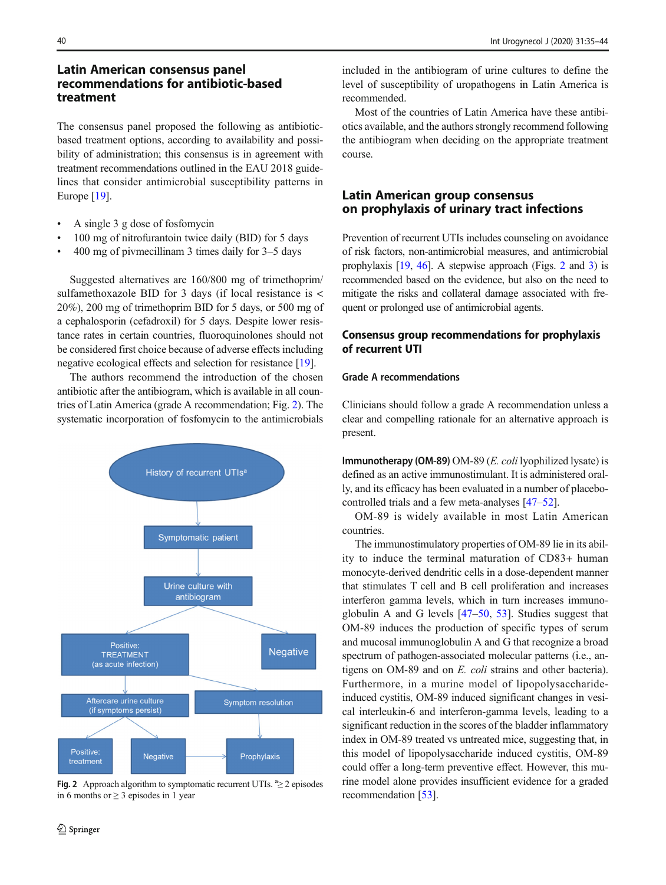## Latin American consensus panel recommendations for antibiotic-based treatment

The consensus panel proposed the following as antibiotic-based treatment options, according to availability and possibility of administration; this consensus is in agreement with treatment recommendations outlined in the EAU 2018 guidelines that consider antimicrobial susceptibility patterns in Europe [19].

- A single 3 g dose of fosfomycin
- 100 mg of nitrofurantoin twice daily (BID) for 5 days
- 400 mg of pivmecillinam 3 times daily for 3–5 days

Suggested alternatives are 160/800 mg of trimethoprim/sulfamethoxazole BID for 3 days (if local resistance is < 20%), 200 mg of trimethoprim BID for 5 days, or 500 mg of a cephalosporin (cefadroxil) for 5 days. Despite lower resistance rates in certain countries, fluoroquinolones should not be considered first choice because of adverse effects including negative ecological effects and selection for resistance [19].

The authors recommend the introduction of the chosen antibiotic after the antibiogram, which is available in all countries of Latin America (grade A recommendation; Fig. 2). The systematic incorporation of fosfomycin to the antimicrobials included in the antibiogram of urine cultures to define the level of susceptibility of uropathogens in Latin America is recommended.

Most of the countries of Latin America have these antibiotics available, and the authors strongly recommend following the antibiogram when deciding on the appropriate treatment course.

History of recurrent UTIs[a] → Symptomatic patient → Urine culture with antibiogram → Positive: TREATMENT (as acute infection) / Negative; Aftercare urine culture (if symptoms persist) → Positive: treatment / Negative → Prophylaxis; Symptom resolution → Prophylaxis

**Fig. 2** Approach algorithm to symptomatic recurrent UTIs. [a]≥ 2 episodes in 6 months or ≥ 3 episodes in 1 year

## Latin American group consensus on prophylaxis of urinary tract infections

Prevention of recurrent UTIs includes counseling on avoidance of risk factors, non-antimicrobial measures, and antimicrobial prophylaxis [19, 46]. A stepwise approach (Figs. 2 and 3) is recommended based on the evidence, but also on the need to mitigate the risks and collateral damage associated with frequent or prolonged use of antimicrobial agents.

### Consensus group recommendations for prophylaxis of recurrent UTI

#### Grade A recommendations

Clinicians should follow a grade A recommendation unless a clear and compelling rationale for an alternative approach is present.

**Immunotherapy (OM-89)** OM-89 (*E. coli* lyophilized lysate) is defined as an active immunostimulant. It is administered orally, and its efficacy has been evaluated in a number of placebo-controlled trials and a few meta-analyses [47–52].

OM-89 is widely available in most Latin American countries.

The immunostimulatory properties of OM-89 lie in its ability to induce the terminal maturation of CD83+ human monocyte-derived dendritic cells in a dose-dependent manner that stimulates T cell and B cell proliferation and increases interferon gamma levels, which in turn increases immunoglobulin A and G levels [47–50, 53]. Studies suggest that OM-89 induces the production of specific types of serum and mucosal immunoglobulin A and G that recognize a broad spectrum of pathogen-associated molecular patterns (i.e., antigens on OM-89 and on *E. coli* strains and other bacteria). Furthermore, in a murine model of lipopolysaccharide-induced cystitis, OM-89 induced significant changes in vesical interleukin-6 and interferon-gamma levels, leading to a significant reduction in the scores of the bladder inflammatory index in OM-89 treated vs untreated mice, suggesting that, in this model of lipopolysaccharide induced cystitis, OM-89 could offer a long-term preventive effect. However, this murine model alone provides insufficient evidence for a graded recommendation [53].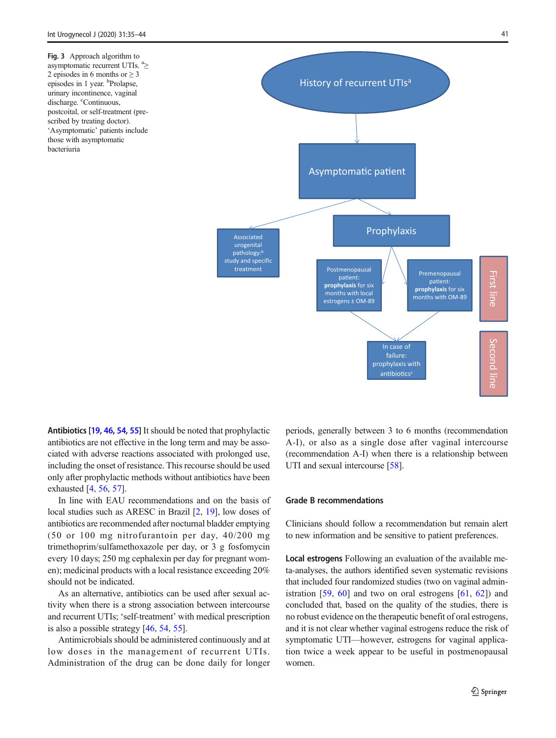Fig. 3 Approach algorithm to asymptomatic recurrent UTIs. [a]≥ 2 episodes in 6 months or ≥ 3 episodes in 1 year. [b]Prolapse, urinary incontinence, vaginal discharge. [c]Continuous, postcoital, or self-treatment (prescribed by treating doctor). 'Asymptomatic' patients include those with asymptomatic bacteriuria

History of recurrent UTIs[a]

Asymptomatic patient

Associated urogenital pathology:[b] study and specific treatment

Prophylaxis

Postmenopausal patient: **prophylaxis** for six months with local estrogens ± OM-89

Premenopausal patient: **prophylaxis** for six months with OM-89

First line

In case of failure: prophylaxis with antibiotics[c]

Second line

**Antibiotics** [19, 46, 54, 55] It should be noted that prophylactic antibiotics are not effective in the long term and may be associated with adverse reactions associated with prolonged use, including the onset of resistance. This recourse should be used only after prophylactic methods without antibiotics have been exhausted [4, 56, 57].

In line with EAU recommendations and on the basis of local studies such as ARESC in Brazil [2, 19], low doses of antibiotics are recommended after nocturnal bladder emptying (50 or 100 mg nitrofurantoin per day, 40/200 mg trimethoprim/sulfamethoxazole per day, or 3 g fosfomycin every 10 days; 250 mg cephalexin per day for pregnant women); medicinal products with a local resistance exceeding 20% should not be indicated.

As an alternative, antibiotics can be used after sexual activity when there is a strong association between intercourse and recurrent UTIs; 'self-treatment' with medical prescription is also a possible strategy [46, 54, 55].

Antimicrobials should be administered continuously and at low doses in the management of recurrent UTIs. Administration of the drug can be done daily for longer periods, generally between 3 to 6 months (recommendation A-I), or also as a single dose after vaginal intercourse (recommendation A-I) when there is a relationship between UTI and sexual intercourse [58].

## Grade B recommendations

Clinicians should follow a recommendation but remain alert to new information and be sensitive to patient preferences.

**Local estrogens** Following an evaluation of the available meta-analyses, the authors identified seven systematic revisions that included four randomized studies (two on vaginal administration [59, 60] and two on oral estrogens [61, 62]) and concluded that, based on the quality of the studies, there is no robust evidence on the therapeutic benefit of oral estrogens, and it is not clear whether vaginal estrogens reduce the risk of symptomatic UTI—however, estrogens for vaginal application twice a week appear to be useful in postmenopausal women.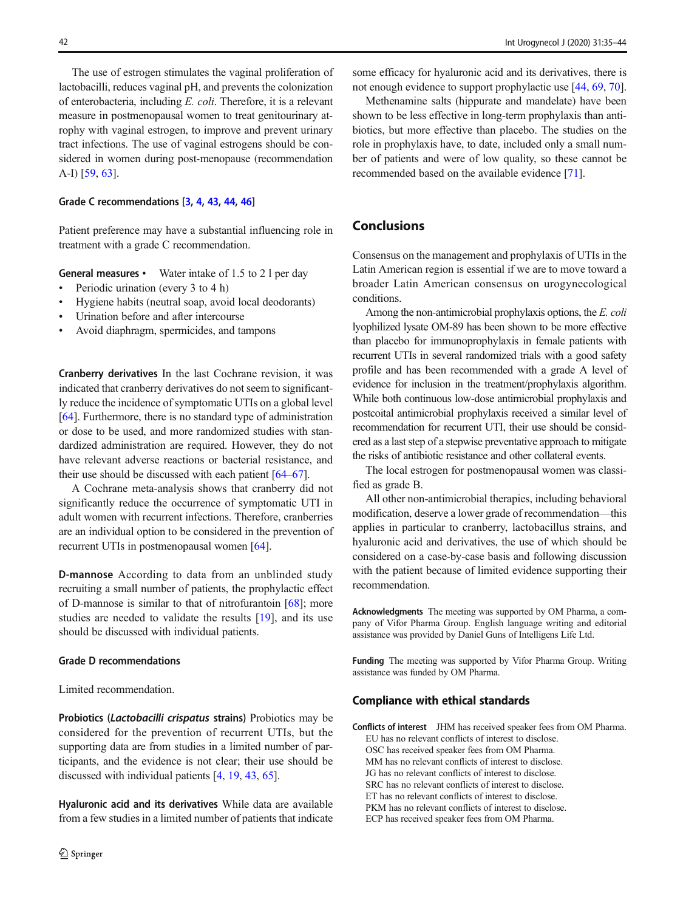The use of estrogen stimulates the vaginal proliferation of lactobacilli, reduces vaginal pH, and prevents the colonization of enterobacteria, including *E. coli*. Therefore, it is a relevant measure in postmenopausal women to treat genitourinary atrophy with vaginal estrogen, to improve and prevent urinary tract infections. The use of vaginal estrogens should be considered in women during post-menopause (recommendation A-I) [59, 63].

### Grade C recommendations [3, 4, 43, 44, 46]

Patient preference may have a substantial influencing role in treatment with a grade C recommendation.

**General measures**

- Water intake of 1.5 to 2 l per day
- Periodic urination (every 3 to 4 h)
- Hygiene habits (neutral soap, avoid local deodorants)
- Urination before and after intercourse
- Avoid diaphragm, spermicides, and tampons

**Cranberry derivatives** In the last Cochrane revision, it was indicated that cranberry derivatives do not seem to significantly reduce the incidence of symptomatic UTIs on a global level [64]. Furthermore, there is no standard type of administration or dose to be used, and more randomized studies with standardized administration are required. However, they do not have relevant adverse reactions or bacterial resistance, and their use should be discussed with each patient [64–67].

A Cochrane meta-analysis shows that cranberry did not significantly reduce the occurrence of symptomatic UTI in adult women with recurrent infections. Therefore, cranberries are an individual option to be considered in the prevention of recurrent UTIs in postmenopausal women [64].

**D-mannose** According to data from an unblinded study recruiting a small number of patients, the prophylactic effect of D-mannose is similar to that of nitrofurantoin [68]; more studies are needed to validate the results [19], and its use should be discussed with individual patients.

### Grade D recommendations

Limited recommendation.

**Probiotics (*Lactobacilli crispatus* strains)** Probiotics may be considered for the prevention of recurrent UTIs, but the supporting data are from studies in a limited number of participants, and the evidence is not clear; their use should be discussed with individual patients [4, 19, 43, 65].

**Hyaluronic acid and its derivatives** While data are available from a few studies in a limited number of patients that indicate some efficacy for hyaluronic acid and its derivatives, there is not enough evidence to support prophylactic use [44, 69, 70].

Methenamine salts (hippurate and mandelate) have been shown to be less effective in long-term prophylaxis than antibiotics, but more effective than placebo. The studies on the role in prophylaxis have, to date, included only a small number of patients and were of low quality, so these cannot be recommended based on the available evidence [71].

## Conclusions

Consensus on the management and prophylaxis of UTIs in the Latin American region is essential if we are to move toward a broader Latin American consensus on urogynecological conditions.

Among the non-antimicrobial prophylaxis options, the *E. coli* lyophilized lysate OM-89 has been shown to be more effective than placebo for immunoprophylaxis in female patients with recurrent UTIs in several randomized trials with a good safety profile and has been recommended with a grade A level of evidence for inclusion in the treatment/prophylaxis algorithm. While both continuous low-dose antimicrobial prophylaxis and postcoital antimicrobial prophylaxis received a similar level of recommendation for recurrent UTI, their use should be considered as a last step of a stepwise preventative approach to mitigate the risks of antibiotic resistance and other collateral events.

The local estrogen for postmenopausal women was classified as grade B.

All other non-antimicrobial therapies, including behavioral modification, deserve a lower grade of recommendation—this applies in particular to cranberry, lactobacillus strains, and hyaluronic acid and derivatives, the use of which should be considered on a case-by-case basis and following discussion with the patient because of limited evidence supporting their recommendation.

**Acknowledgments** The meeting was supported by OM Pharma, a company of Vifor Pharma Group. English language writing and editorial assistance was provided by Daniel Guns of Intelligens Life Ltd.

**Funding** The meeting was supported by Vifor Pharma Group. Writing assistance was funded by OM Pharma.

## Compliance with ethical standards

**Conflicts of interest** JHM has received speaker fees from OM Pharma.
EU has no relevant conflicts of interest to disclose.
OSC has received speaker fees from OM Pharma.
MM has no relevant conflicts of interest to disclose.
JG has no relevant conflicts of interest to disclose.
SRC has no relevant conflicts of interest to disclose.
ET has no relevant conflicts of interest to disclose.
PKM has no relevant conflicts of interest to disclose.
ECP has received speaker fees from OM Pharma.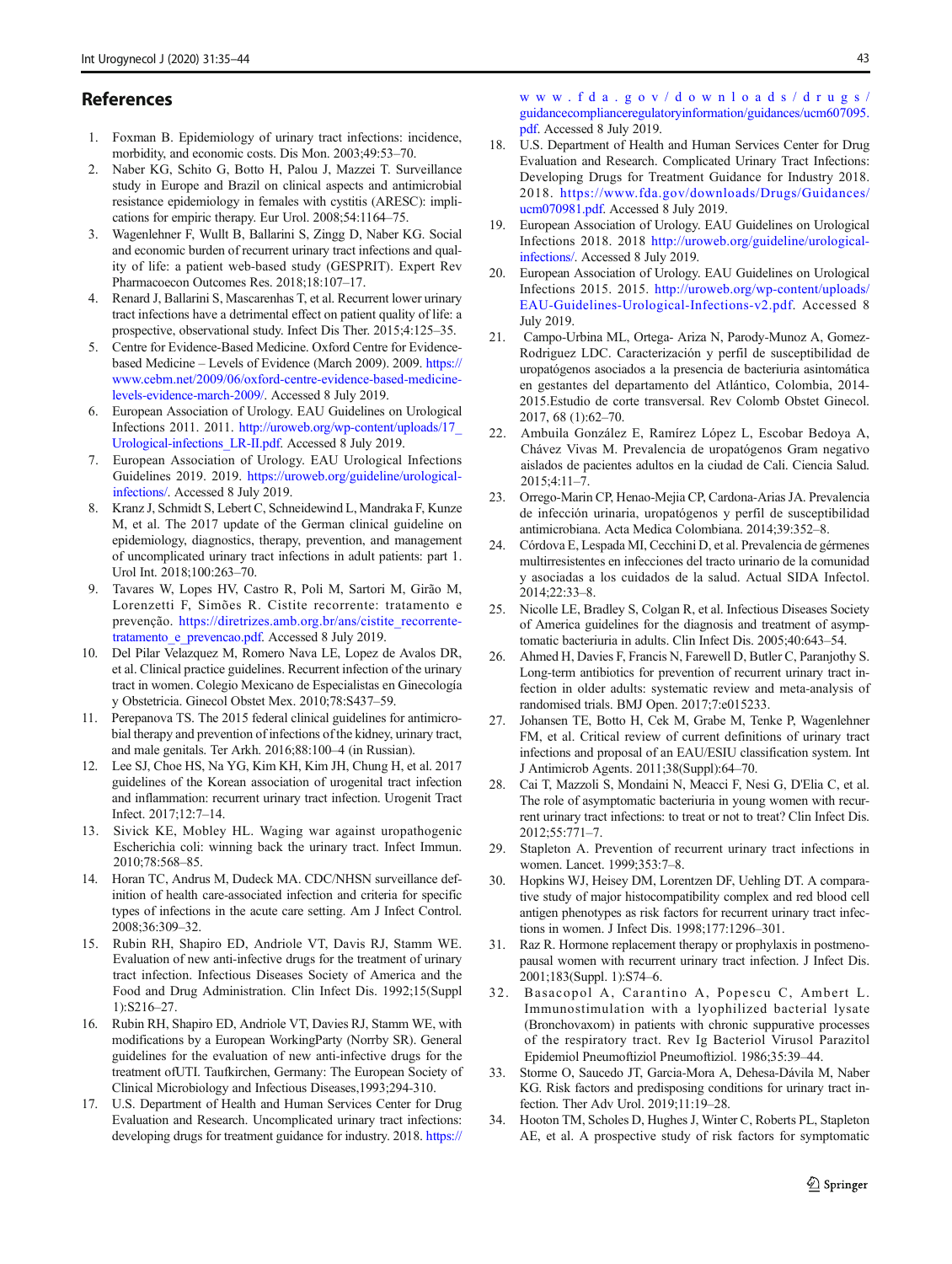## References

1. Foxman B. Epidemiology of urinary tract infections: incidence, morbidity, and economic costs. Dis Mon. 2003;49:53–70.
2. Naber KG, Schito G, Botto H, Palou J, Mazzei T. Surveillance study in Europe and Brazil on clinical aspects and antimicrobial resistance epidemiology in females with cystitis (ARESC): implications for empiric therapy. Eur Urol. 2008;54:1164–75.
3. Wagenlehner F, Wullt B, Ballarini S, Zingg D, Naber KG. Social and economic burden of recurrent urinary tract infections and quality of life: a patient web-based study (GESPRIT). Expert Rev Pharmacoecon Outcomes Res. 2018;18:107–17.
4. Renard J, Ballarini S, Mascarenhas T, et al. Recurrent lower urinary tract infections have a detrimental effect on patient quality of life: a prospective, observational study. Infect Dis Ther. 2015;4:125–35.
5. Centre for Evidence-Based Medicine. Oxford Centre for Evidence-based Medicine – Levels of Evidence (March 2009). 2009. https://www.cebm.net/2009/06/oxford-centre-evidence-based-medicine-levels-evidence-march-2009/. Accessed 8 July 2019.
6. European Association of Urology. EAU Guidelines on Urological Infections 2011. 2011. http://uroweb.org/wp-content/uploads/17_Urological-infections_LR-II.pdf. Accessed 8 July 2019.
7. European Association of Urology. EAU Urological Infections Guidelines 2019. 2019. https://uroweb.org/guideline/urological-infections/. Accessed 8 July 2019.
8. Kranz J, Schmidt S, Lebert C, Schneidewind L, Mandraka F, Kunze M, et al. The 2017 update of the German clinical guideline on epidemiology, diagnostics, therapy, prevention, and management of uncomplicated urinary tract infections in adult patients: part 1. Urol Int. 2018;100:263–70.
9. Tavares W, Lopes HV, Castro R, Poli M, Sartori M, Girão M, Lorenzetti F, Simões R. Cistite recorrente: tratamento e prevenção. https://diretrizes.amb.org.br/ans/cistite_recorrente-tratamento_e_prevencao.pdf. Accessed 8 July 2019.
10. Del Pilar Velazquez M, Romero Nava LE, Lopez de Avalos DR, et al. Clinical practice guidelines. Recurrent infection of the urinary tract in women. Colegio Mexicano de Especialistas en Ginecología y Obstetricia. Ginecol Obstet Mex. 2010;78:S437–59.
11. Perepanova TS. The 2015 federal clinical guidelines for antimicrobial therapy and prevention of infections of the kidney, urinary tract, and male genitals. Ter Arkh. 2016;88:100–4 (in Russian).
12. Lee SJ, Choe HS, Na YG, Kim KH, Kim JH, Chung H, et al. 2017 guidelines of the Korean association of urogenital tract infection and inflammation: recurrent urinary tract infection. Urogenit Tract Infect. 2017;12:7–14.
13. Sivick KE, Mobley HL. Waging war against uropathogenic Escherichia coli: winning back the urinary tract. Infect Immun. 2010;78:568–85.
14. Horan TC, Andrus M, Dudeck MA. CDC/NHSN surveillance definition of health care-associated infection and criteria for specific types of infections in the acute care setting. Am J Infect Control. 2008;36:309–32.
15. Rubin RH, Shapiro ED, Andriole VT, Davis RJ, Stamm WE. Evaluation of new anti-infective drugs for the treatment of urinary tract infection. Infectious Diseases Society of America and the Food and Drug Administration. Clin Infect Dis. 1992;15(Suppl 1):S216–27.
16. Rubin RH, Shapiro ED, Andriole VT, Davies RJ, Stamm WE, with modifications by a European WorkingParty (Norrby SR). General guidelines for the evaluation of new anti-infective drugs for the treatment ofUTI. Taufkirchen, Germany: The European Society of Clinical Microbiology and Infectious Diseases,1993;294-310.
17. U.S. Department of Health and Human Services Center for Drug Evaluation and Research. Uncomplicated urinary tract infections: developing drugs for treatment guidance for industry. 2018. https://www.fda.gov/downloads/drugs/guidancecomplianceregulatoryinformation/guidances/ucm607095.pdf. Accessed 8 July 2019.
18. U.S. Department of Health and Human Services Center for Drug Evaluation and Research. Complicated Urinary Tract Infections: Developing Drugs for Treatment Guidance for Industry 2018. 2018. https://www.fda.gov/downloads/Drugs/Guidances/ucm070981.pdf. Accessed 8 July 2019.
19. European Association of Urology. EAU Guidelines on Urological Infections 2018. 2018 http://uroweb.org/guideline/urological-infections/. Accessed 8 July 2019.
20. European Association of Urology. EAU Guidelines on Urological Infections 2015. 2015. http://uroweb.org/wp-content/uploads/EAU-Guidelines-Urological-Infections-v2.pdf. Accessed 8 July 2019.
21. Campo-Urbina ML, Ortega- Ariza N, Parody-Munoz A, Gomez-Rodriguez LDC. Caracterización y perfil de susceptibilidad de uropatógenos asociados a la presencia de bacteriuria asintomática en gestantes del departamento del Atlántico, Colombia, 2014-2015.Estudio de corte transversal. Rev Colomb Obstet Ginecol. 2017, 68 (1):62–70.
22. Ambuila González E, Ramírez López L, Escobar Bedoya A, Chávez Vivas M. Prevalencia de uropatógenos Gram negativo aislados de pacientes adultos en la ciudad de Cali. Ciencia Salud. 2015;4:11–7.
23. Orrego-Marin CP, Henao-Mejia CP, Cardona-Arias JA. Prevalencia de infección urinaria, uropatógenos y perfil de susceptibilidad antimicrobiana. Acta Medica Colombiana. 2014;39:352–8.
24. Córdova E, Lespada MI, Cecchini D, et al. Prevalencia de gérmenes multirresistentes en infecciones del tracto urinario de la comunidad y asociadas a los cuidados de la salud. Actual SIDA Infectol. 2014;22:33–8.
25. Nicolle LE, Bradley S, Colgan R, et al. Infectious Diseases Society of America guidelines for the diagnosis and treatment of asymptomatic bacteriuria in adults. Clin Infect Dis. 2005;40:643–54.
26. Ahmed H, Davies F, Francis N, Farewell D, Butler C, Paranjothy S. Long-term antibiotics for prevention of recurrent urinary tract infection in older adults: systematic review and meta-analysis of randomised trials. BMJ Open. 2017;7:e015233.
27. Johansen TE, Botto H, Cek M, Grabe M, Tenke P, Wagenlehner FM, et al. Critical review of current definitions of urinary tract infections and proposal of an EAU/ESIU classification system. Int J Antimicrob Agents. 2011;38(Suppl):64–70.
28. Cai T, Mazzoli S, Mondaini N, Meacci F, Nesi G, D'Elia C, et al. The role of asymptomatic bacteriuria in young women with recurrent urinary tract infections: to treat or not to treat? Clin Infect Dis. 2012;55:771–7.
29. Stapleton A. Prevention of recurrent urinary tract infections in women. Lancet. 1999;353:7–8.
30. Hopkins WJ, Heisey DM, Lorentzen DF, Uehling DT. A comparative study of major histocompatibility complex and red blood cell antigen phenotypes as risk factors for recurrent urinary tract infections in women. J Infect Dis. 1998;177:1296–301.
31. Raz R. Hormone replacement therapy or prophylaxis in postmenopausal women with recurrent urinary tract infection. J Infect Dis. 2001;183(Suppl. 1):S74–6.
32. Basacopol A, Carantino A, Popescu C, Ambert L. Immunostimulation with a lyophilized bacterial lysate (Bronchovaxom) in patients with chronic suppurative processes of the respiratory tract. Rev Ig Bacteriol Virusol Parazitol Epidemiol Pneumoftiziol Pneumoftiziol. 1986;35:39–44.
33. Storme O, Saucedo JT, Garcia-Mora A, Dehesa-Dávila M, Naber KG. Risk factors and predisposing conditions for urinary tract infection. Ther Adv Urol. 2019;11:19–28.
34. Hooton TM, Scholes D, Hughes J, Winter C, Roberts PL, Stapleton AE, et al. A prospective study of risk factors for symptomatic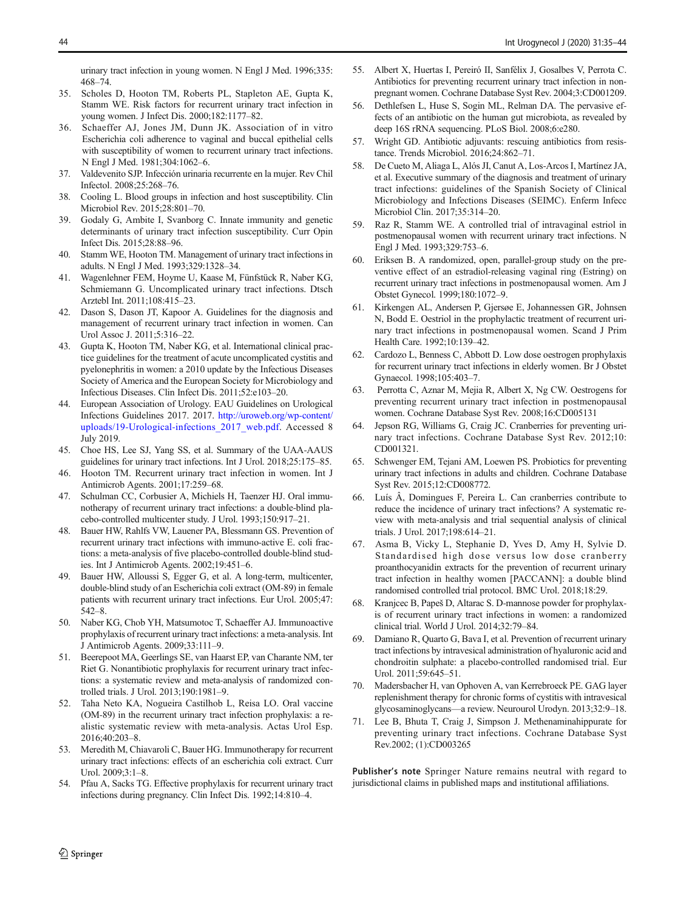urinary tract infection in young women. N Engl J Med. 1996;335: 468–74.

35. Scholes D, Hooton TM, Roberts PL, Stapleton AE, Gupta K, Stamm WE. Risk factors for recurrent urinary tract infection in young women. J Infect Dis. 2000;182:1177–82.
36. Schaeffer AJ, Jones JM, Dunn JK. Association of in vitro Escherichia coli adherence to vaginal and buccal epithelial cells with susceptibility of women to recurrent urinary tract infections. N Engl J Med. 1981;304:1062–6.
37. Valdevenito SJP. Infección urinaria recurrente en la mujer. Rev Chil Infectol. 2008;25:268–76.
38. Cooling L. Blood groups in infection and host susceptibility. Clin Microbiol Rev. 2015;28:801–70.
39. Godaly G, Ambite I, Svanborg C. Innate immunity and genetic determinants of urinary tract infection susceptibility. Curr Opin Infect Dis. 2015;28:88–96.
40. Stamm WE, Hooton TM. Management of urinary tract infections in adults. N Engl J Med. 1993;329:1328–34.
41. Wagenlehner FEM, Hoyme U, Kaase M, Fünfstück R, Naber KG, Schmiemann G. Uncomplicated urinary tract infections. Dtsch Arztebl Int. 2011;108:415–23.
42. Dason S, Dason JT, Kapoor A. Guidelines for the diagnosis and management of recurrent urinary tract infection in women. Can Urol Assoc J. 2011;5:316–22.
43. Gupta K, Hooton TM, Naber KG, et al. International clinical practice guidelines for the treatment of acute uncomplicated cystitis and pyelonephritis in women: a 2010 update by the Infectious Diseases Society of America and the European Society for Microbiology and Infectious Diseases. Clin Infect Dis. 2011;52:e103–20.
44. European Association of Urology. EAU Guidelines on Urological Infections Guidelines 2017. 2017. http://uroweb.org/wp-content/uploads/19-Urological-infections_2017_web.pdf. Accessed 8 July 2019.
45. Choe HS, Lee SJ, Yang SS, et al. Summary of the UAA-AAUS guidelines for urinary tract infections. Int J Urol. 2018;25:175–85.
46. Hooton TM. Recurrent urinary tract infection in women. Int J Antimicrob Agents. 2001;17:259–68.
47. Schulman CC, Corbusier A, Michiels H, Taenzer HJ. Oral immunotherapy of recurrent urinary tract infections: a double-blind placebo-controlled multicenter study. J Urol. 1993;150:917–21.
48. Bauer HW, Rahlfs VW, Lauener PA, Blessmann GS. Prevention of recurrent urinary tract infections with immuno-active E. coli fractions: a meta-analysis of five placebo-controlled double-blind studies. Int J Antimicrob Agents. 2002;19:451–6.
49. Bauer HW, Alloussi S, Egger G, et al. A long-term, multicenter, double-blind study of an Escherichia coli extract (OM-89) in female patients with recurrent urinary tract infections. Eur Urol. 2005;47: 542–8.
50. Naber KG, Chob YH, Matsumotoc T, Schaeffer AJ. Immunoactive prophylaxis of recurrent urinary tract infections: a meta-analysis. Int J Antimicrob Agents. 2009;33:111–9.
51. Beerepoot MA, Geerlings SE, van Haarst EP, van Charante NM, ter Riet G. Nonantibiotic prophylaxis for recurrent urinary tract infections: a systematic review and meta-analysis of randomized controlled trials. J Urol. 2013;190:1981–9.
52. Taha Neto KA, Nogueira Castilhob L, Reisa LO. Oral vaccine (OM-89) in the recurrent urinary tract infection prophylaxis: a realistic systematic review with meta-analysis. Actas Urol Esp. 2016;40:203–8.
53. Meredith M, Chiavaroli C, Bauer HG. Immunotherapy for recurrent urinary tract infections: effects of an escherichia coli extract. Curr Urol. 2009;3:1–8.
54. Pfau A, Sacks TG. Effective prophylaxis for recurrent urinary tract infections during pregnancy. Clin Infect Dis. 1992;14:810–4.
55. Albert X, Huertas I, Pereiró II, Sanfélix J, Gosalbes V, Perrota C. Antibiotics for preventing recurrent urinary tract infection in non-pregnant women. Cochrane Database Syst Rev. 2004;3:CD001209.
56. Dethlefsen L, Huse S, Sogin ML, Relman DA. The pervasive effects of an antibiotic on the human gut microbiota, as revealed by deep 16S rRNA sequencing. PLoS Biol. 2008;6:e280.
57. Wright GD. Antibiotic adjuvants: rescuing antibiotics from resistance. Trends Microbiol. 2016;24:862–71.
58. De Cueto M, Aliaga L, Alós JI, Canut A, Los-Arcos I, Martínez JA, et al. Executive summary of the diagnosis and treatment of urinary tract infections: guidelines of the Spanish Society of Clinical Microbiology and Infections Diseases (SEIMC). Enferm Infecc Microbiol Clin. 2017;35:314–20.
59. Raz R, Stamm WE. A controlled trial of intravaginal estriol in postmenopausal women with recurrent urinary tract infections. N Engl J Med. 1993;329:753–6.
60. Eriksen B. A randomized, open, parallel-group study on the preventive effect of an estradiol-releasing vaginal ring (Estring) on recurrent urinary tract infections in postmenopausal women. Am J Obstet Gynecol. 1999;180:1072–9.
61. Kirkengen AL, Andersen P, Gjersøe E, Johannessen GR, Johnsen N, Bodd E. Oestriol in the prophylactic treatment of recurrent urinary tract infections in postmenopausal women. Scand J Prim Health Care. 1992;10:139–42.
62. Cardozo L, Benness C, Abbott D. Low dose oestrogen prophylaxis for recurrent urinary tract infections in elderly women. Br J Obstet Gynaecol. 1998;105:403–7.
63. Perrotta C, Aznar M, Mejia R, Albert X, Ng CW. Oestrogens for preventing recurrent urinary tract infection in postmenopausal women. Cochrane Database Syst Rev. 2008;16:CD005131
64. Jepson RG, Williams G, Craig JC. Cranberries for preventing urinary tract infections. Cochrane Database Syst Rev. 2012;10: CD001321.
65. Schwenger EM, Tejani AM, Loewen PS. Probiotics for preventing urinary tract infections in adults and children. Cochrane Database Syst Rev. 2015;12:CD008772.
66. Luís Â, Domingues F, Pereira L. Can cranberries contribute to reduce the incidence of urinary tract infections? A systematic review with meta-analysis and trial sequential analysis of clinical trials. J Urol. 2017;198:614–21.
67. Asma B, Vicky L, Stephanie D, Yves D, Amy H, Sylvie D. Standardised high dose versus low dose cranberry proanthocyanidin extracts for the prevention of recurrent urinary tract infection in healthy women [PACCANN]: a double blind randomised controlled trial protocol. BMC Urol. 2018;18:29.
68. Kranjcec B, Papeš D, Altarac S. D-mannose powder for prophylaxis of recurrent urinary tract infections in women: a randomized clinical trial. World J Urol. 2014;32:79–84.
69. Damiano R, Quarto G, Bava I, et al. Prevention of recurrent urinary tract infections by intravesical administration of hyaluronic acid and chondroitin sulphate: a placebo-controlled randomised trial. Eur Urol. 2011;59:645–51.
70. Madersbacher H, van Ophoven A, van Kerrebroeck PE. GAG layer replenishment therapy for chronic forms of cystitis with intravesical glycosaminoglycans—a review. Neurourol Urodyn. 2013;32:9–18.
71. Lee B, Bhuta T, Craig J, Simpson J. Methenaminahippurate for preventing urinary tract infections. Cochrane Database Syst Rev.2002; (1):CD003265

**Publisher's note** Springer Nature remains neutral with regard to jurisdictional claims in published maps and institutional affiliations.